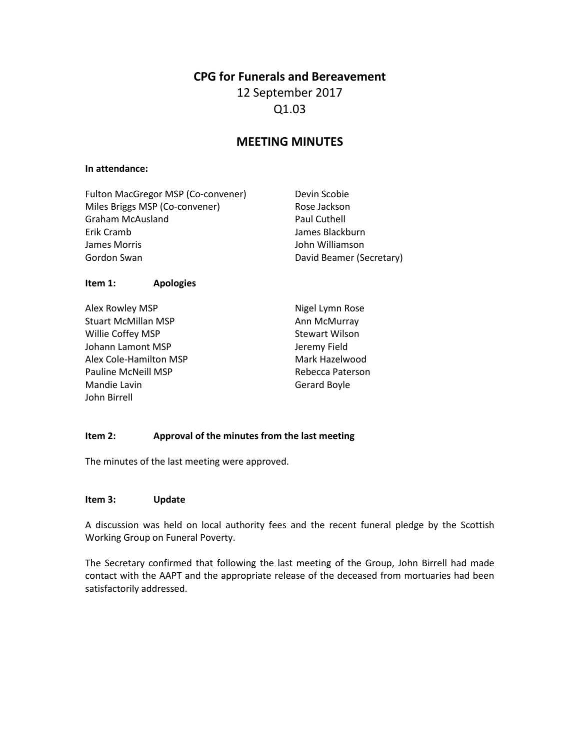# CPG for Funerals and Bereavement

12 September 2017

Q1.03

## MEETING MINUTES

**In attendance:**

Fulton MacGregor MSP (Co-convener)
Miles Briggs MSP (Co-convener)
Graham McAusland
Erik Cramb
James Morris
Gordon Swan
Devin Scobie
Rose Jackson
Paul Cuthell
James Blackburn
John Williamson
David Beamer (Secretary)

**Item 1: Apologies**

Alex Rowley MSP
Stuart McMillan MSP
Willie Coffey MSP
Johann Lamont MSP
Alex Cole-Hamilton MSP
Pauline McNeill MSP
Mandie Lavin
John Birrell
Nigel Lymn Rose
Ann McMurray
Stewart Wilson
Jeremy Field
Mark Hazelwood
Rebecca Paterson
Gerard Boyle

**Item 2: Approval of the minutes from the last meeting**

The minutes of the last meeting were approved.

**Item 3: Update**

A discussion was held on local authority fees and the recent funeral pledge by the Scottish Working Group on Funeral Poverty.

The Secretary confirmed that following the last meeting of the Group, John Birrell had made contact with the AAPT and the appropriate release of the deceased from mortuaries had been satisfactorily addressed.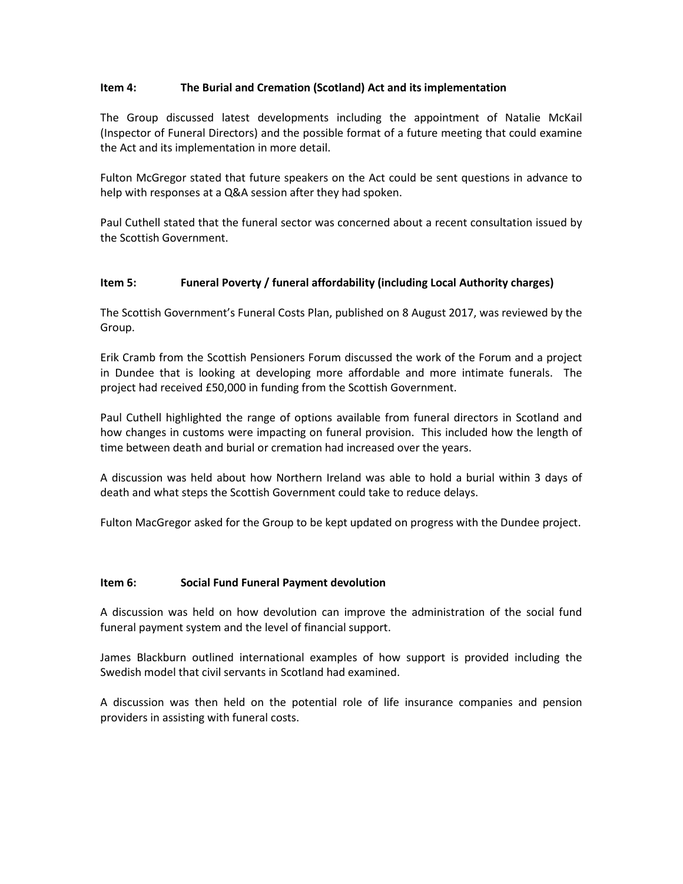**Item 4: The Burial and Cremation (Scotland) Act and its implementation**

The Group discussed latest developments including the appointment of Natalie McKail (Inspector of Funeral Directors) and the possible format of a future meeting that could examine the Act and its implementation in more detail.

Fulton McGregor stated that future speakers on the Act could be sent questions in advance to help with responses at a Q&A session after they had spoken.

Paul Cuthell stated that the funeral sector was concerned about a recent consultation issued by the Scottish Government.

**Item 5: Funeral Poverty / funeral affordability (including Local Authority charges)**

The Scottish Government's Funeral Costs Plan, published on 8 August 2017, was reviewed by the Group.

Erik Cramb from the Scottish Pensioners Forum discussed the work of the Forum and a project in Dundee that is looking at developing more affordable and more intimate funerals. The project had received £50,000 in funding from the Scottish Government.

Paul Cuthell highlighted the range of options available from funeral directors in Scotland and how changes in customs were impacting on funeral provision. This included how the length of time between death and burial or cremation had increased over the years.

A discussion was held about how Northern Ireland was able to hold a burial within 3 days of death and what steps the Scottish Government could take to reduce delays.

Fulton MacGregor asked for the Group to be kept updated on progress with the Dundee project.

**Item 6: Social Fund Funeral Payment devolution**

A discussion was held on how devolution can improve the administration of the social fund funeral payment system and the level of financial support.

James Blackburn outlined international examples of how support is provided including the Swedish model that civil servants in Scotland had examined.

A discussion was then held on the potential role of life insurance companies and pension providers in assisting with funeral costs.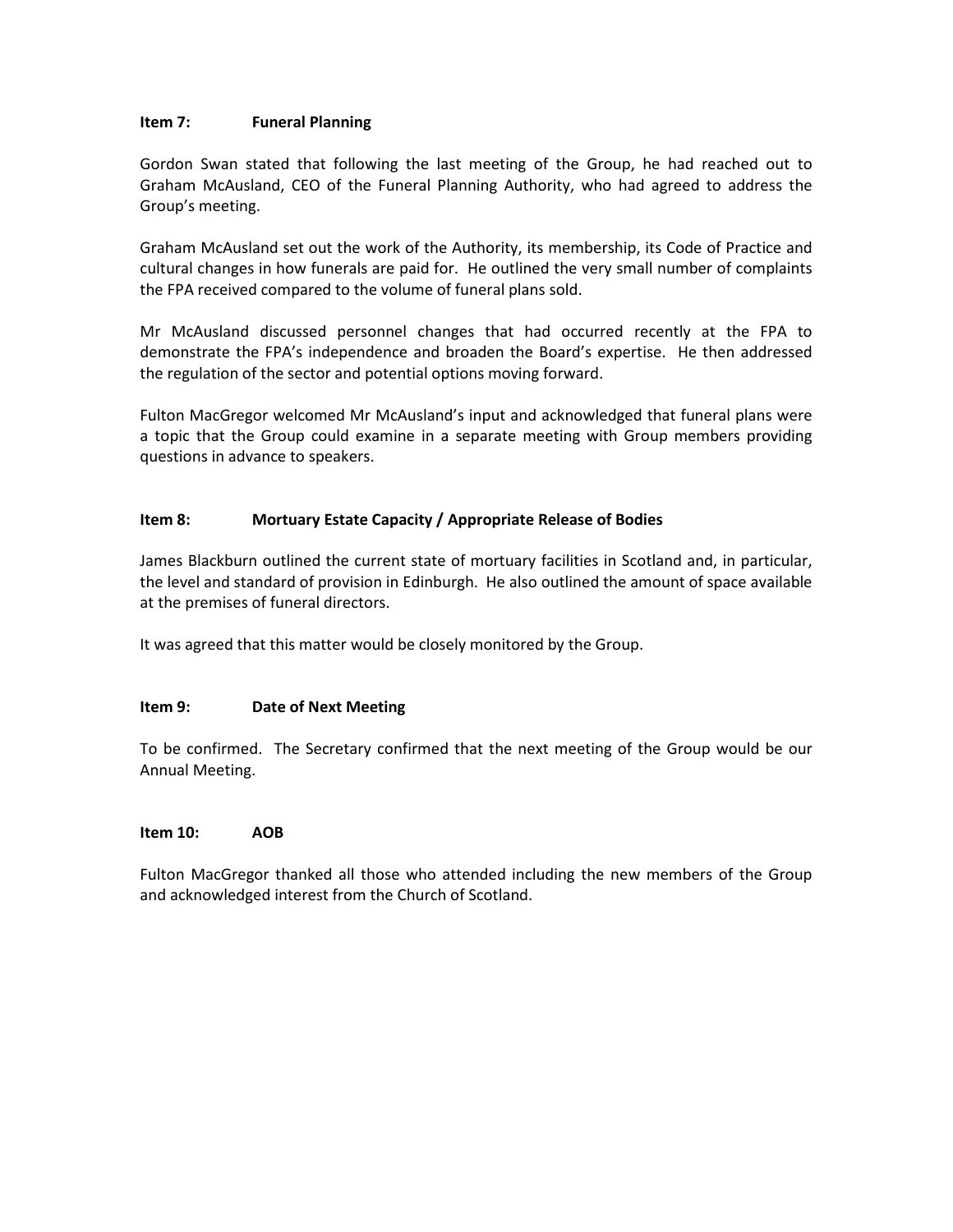**Item 7: Funeral Planning**

Gordon Swan stated that following the last meeting of the Group, he had reached out to Graham McAusland, CEO of the Funeral Planning Authority, who had agreed to address the Group's meeting.

Graham McAusland set out the work of the Authority, its membership, its Code of Practice and cultural changes in how funerals are paid for. He outlined the very small number of complaints the FPA received compared to the volume of funeral plans sold.

Mr McAusland discussed personnel changes that had occurred recently at the FPA to demonstrate the FPA's independence and broaden the Board's expertise. He then addressed the regulation of the sector and potential options moving forward.

Fulton MacGregor welcomed Mr McAusland's input and acknowledged that funeral plans were a topic that the Group could examine in a separate meeting with Group members providing questions in advance to speakers.

**Item 8: Mortuary Estate Capacity / Appropriate Release of Bodies**

James Blackburn outlined the current state of mortuary facilities in Scotland and, in particular, the level and standard of provision in Edinburgh. He also outlined the amount of space available at the premises of funeral directors.

It was agreed that this matter would be closely monitored by the Group.

**Item 9: Date of Next Meeting**

To be confirmed. The Secretary confirmed that the next meeting of the Group would be our Annual Meeting.

**Item 10: AOB**

Fulton MacGregor thanked all those who attended including the new members of the Group and acknowledged interest from the Church of Scotland.